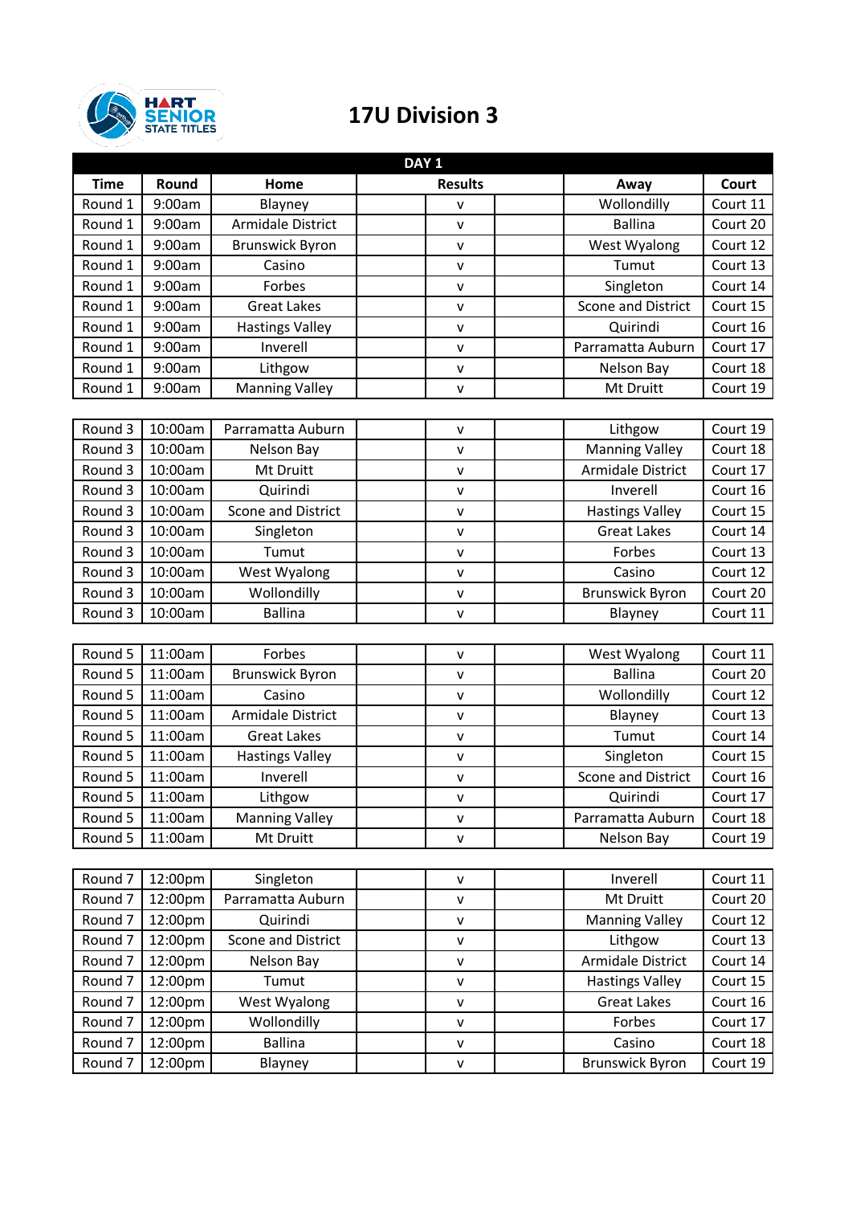HART SENIOR STATE TITLES

# 17U Division 3

## DAY 1

| Time | Round | Home | Results | | | Away | Court |
|---|---|---|---|---|---|---|---|
| Round 1 | 9:00am | Blayney | | v | | Wollondilly | Court 11 |
| Round 1 | 9:00am | Armidale District | | v | | Ballina | Court 20 |
| Round 1 | 9:00am | Brunswick Byron | | v | | West Wyalong | Court 12 |
| Round 1 | 9:00am | Casino | | v | | Tumut | Court 13 |
| Round 1 | 9:00am | Forbes | | v | | Singleton | Court 14 |
| Round 1 | 9:00am | Great Lakes | | v | | Scone and District | Court 15 |
| Round 1 | 9:00am | Hastings Valley | | v | | Quirindi | Court 16 |
| Round 1 | 9:00am | Inverell | | v | | Parramatta Auburn | Court 17 |
| Round 1 | 9:00am | Lithgow | | v | | Nelson Bay | Court 18 |
| Round 1 | 9:00am | Manning Valley | | v | | Mt Druitt | Court 19 |
| | | | | | | | |
| Round 3 | 10:00am | Parramatta Auburn | | v | | Lithgow | Court 19 |
| Round 3 | 10:00am | Nelson Bay | | v | | Manning Valley | Court 18 |
| Round 3 | 10:00am | Mt Druitt | | v | | Armidale District | Court 17 |
| Round 3 | 10:00am | Quirindi | | v | | Inverell | Court 16 |
| Round 3 | 10:00am | Scone and District | | v | | Hastings Valley | Court 15 |
| Round 3 | 10:00am | Singleton | | v | | Great Lakes | Court 14 |
| Round 3 | 10:00am | Tumut | | v | | Forbes | Court 13 |
| Round 3 | 10:00am | West Wyalong | | v | | Casino | Court 12 |
| Round 3 | 10:00am | Wollondilly | | v | | Brunswick Byron | Court 20 |
| Round 3 | 10:00am | Ballina | | v | | Blayney | Court 11 |
| | | | | | | | |
| Round 5 | 11:00am | Forbes | | v | | West Wyalong | Court 11 |
| Round 5 | 11:00am | Brunswick Byron | | v | | Ballina | Court 20 |
| Round 5 | 11:00am | Casino | | v | | Wollondilly | Court 12 |
| Round 5 | 11:00am | Armidale District | | v | | Blayney | Court 13 |
| Round 5 | 11:00am | Great Lakes | | v | | Tumut | Court 14 |
| Round 5 | 11:00am | Hastings Valley | | v | | Singleton | Court 15 |
| Round 5 | 11:00am | Inverell | | v | | Scone and District | Court 16 |
| Round 5 | 11:00am | Lithgow | | v | | Quirindi | Court 17 |
| Round 5 | 11:00am | Manning Valley | | v | | Parramatta Auburn | Court 18 |
| Round 5 | 11:00am | Mt Druitt | | v | | Nelson Bay | Court 19 |
| | | | | | | | |
| Round 7 | 12:00pm | Singleton | | v | | Inverell | Court 11 |
| Round 7 | 12:00pm | Parramatta Auburn | | v | | Mt Druitt | Court 20 |
| Round 7 | 12:00pm | Quirindi | | v | | Manning Valley | Court 12 |
| Round 7 | 12:00pm | Scone and District | | v | | Lithgow | Court 13 |
| Round 7 | 12:00pm | Nelson Bay | | v | | Armidale District | Court 14 |
| Round 7 | 12:00pm | Tumut | | v | | Hastings Valley | Court 15 |
| Round 7 | 12:00pm | West Wyalong | | v | | Great Lakes | Court 16 |
| Round 7 | 12:00pm | Wollondilly | | v | | Forbes | Court 17 |
| Round 7 | 12:00pm | Ballina | | v | | Casino | Court 18 |
| Round 7 | 12:00pm | Blayney | | v | | Brunswick Byron | Court 19 |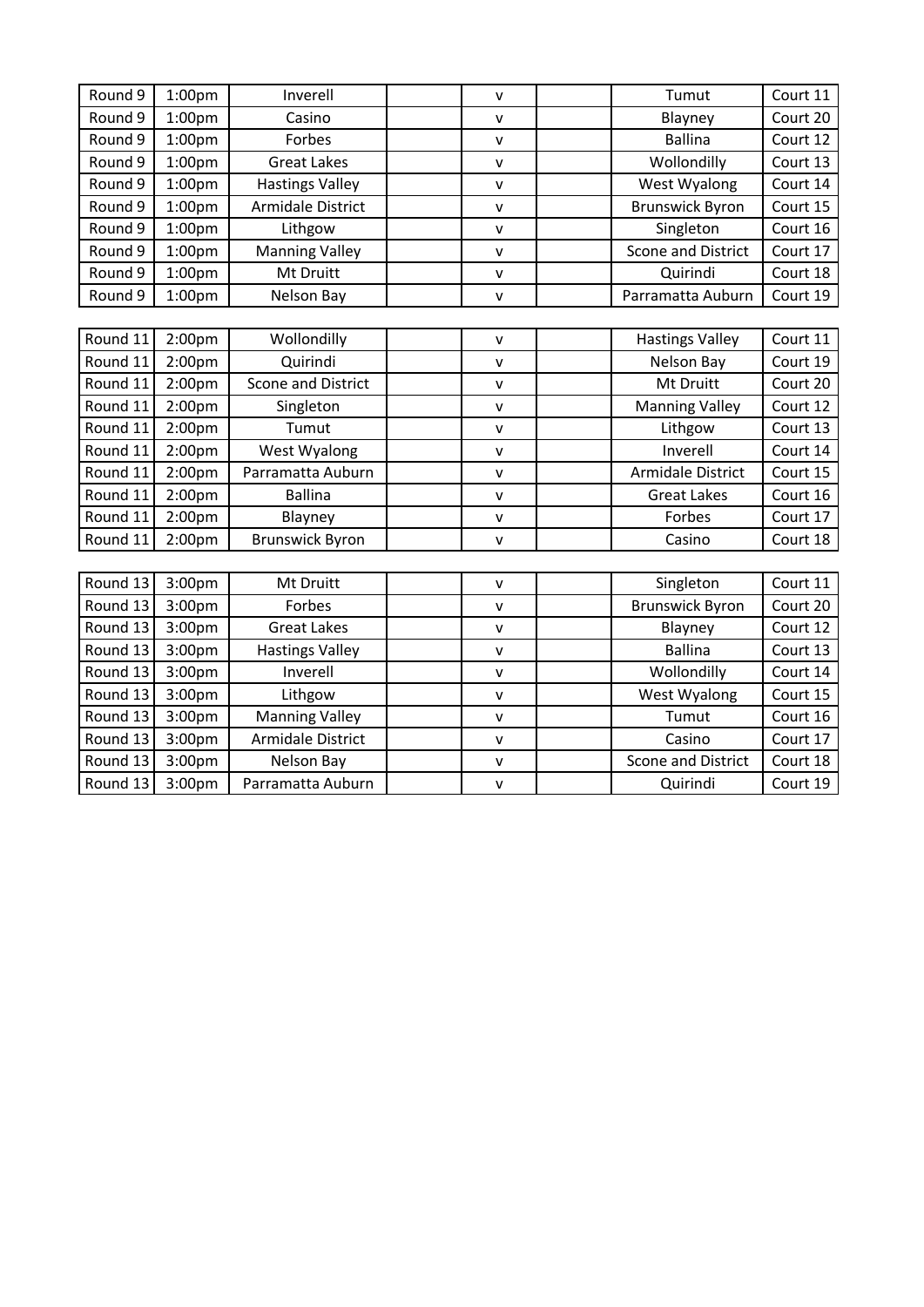| | | | | | | | |
|---|---|---|---|---|---|---|---|
| Round 9 | 1:00pm | Inverell | | v | | Tumut | Court 11 |
| Round 9 | 1:00pm | Casino | | v | | Blayney | Court 20 |
| Round 9 | 1:00pm | Forbes | | v | | Ballina | Court 12 |
| Round 9 | 1:00pm | Great Lakes | | v | | Wollondilly | Court 13 |
| Round 9 | 1:00pm | Hastings Valley | | v | | West Wyalong | Court 14 |
| Round 9 | 1:00pm | Armidale District | | v | | Brunswick Byron | Court 15 |
| Round 9 | 1:00pm | Lithgow | | v | | Singleton | Court 16 |
| Round 9 | 1:00pm | Manning Valley | | v | | Scone and District | Court 17 |
| Round 9 | 1:00pm | Mt Druitt | | v | | Quirindi | Court 18 |
| Round 9 | 1:00pm | Nelson Bay | | v | | Parramatta Auburn | Court 19 |

| | | | | | | | |
|---|---|---|---|---|---|---|---|
| Round 11 | 2:00pm | Wollondilly | | v | | Hastings Valley | Court 11 |
| Round 11 | 2:00pm | Quirindi | | v | | Nelson Bay | Court 19 |
| Round 11 | 2:00pm | Scone and District | | v | | Mt Druitt | Court 20 |
| Round 11 | 2:00pm | Singleton | | v | | Manning Valley | Court 12 |
| Round 11 | 2:00pm | Tumut | | v | | Lithgow | Court 13 |
| Round 11 | 2:00pm | West Wyalong | | v | | Inverell | Court 14 |
| Round 11 | 2:00pm | Parramatta Auburn | | v | | Armidale District | Court 15 |
| Round 11 | 2:00pm | Ballina | | v | | Great Lakes | Court 16 |
| Round 11 | 2:00pm | Blayney | | v | | Forbes | Court 17 |
| Round 11 | 2:00pm | Brunswick Byron | | v | | Casino | Court 18 |

| | | | | | | | |
|---|---|---|---|---|---|---|---|
| Round 13 | 3:00pm | Mt Druitt | | v | | Singleton | Court 11 |
| Round 13 | 3:00pm | Forbes | | v | | Brunswick Byron | Court 20 |
| Round 13 | 3:00pm | Great Lakes | | v | | Blayney | Court 12 |
| Round 13 | 3:00pm | Hastings Valley | | v | | Ballina | Court 13 |
| Round 13 | 3:00pm | Inverell | | v | | Wollondilly | Court 14 |
| Round 13 | 3:00pm | Lithgow | | v | | West Wyalong | Court 15 |
| Round 13 | 3:00pm | Manning Valley | | v | | Tumut | Court 16 |
| Round 13 | 3:00pm | Armidale District | | v | | Casino | Court 17 |
| Round 13 | 3:00pm | Nelson Bay | | v | | Scone and District | Court 18 |
| Round 13 | 3:00pm | Parramatta Auburn | | v | | Quirindi | Court 19 |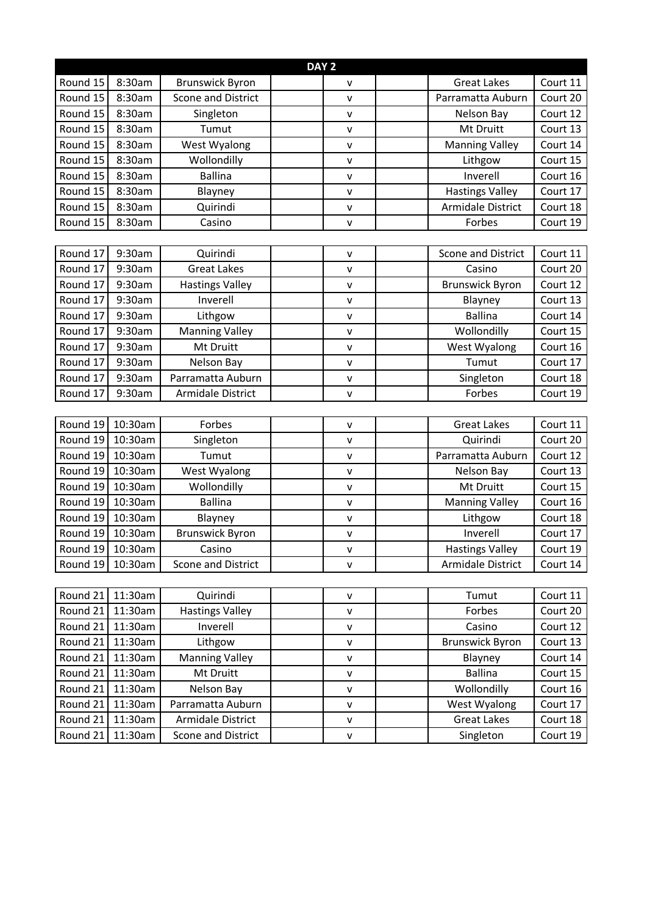| DAY 2 | | | | | | | |
|---|---|---|---|---|---|---|---|
| Round 15 | 8:30am | Brunswick Byron | | v | | Great Lakes | Court 11 |
| Round 15 | 8:30am | Scone and District | | v | | Parramatta Auburn | Court 20 |
| Round 15 | 8:30am | Singleton | | v | | Nelson Bay | Court 12 |
| Round 15 | 8:30am | Tumut | | v | | Mt Druitt | Court 13 |
| Round 15 | 8:30am | West Wyalong | | v | | Manning Valley | Court 14 |
| Round 15 | 8:30am | Wollondilly | | v | | Lithgow | Court 15 |
| Round 15 | 8:30am | Ballina | | v | | Inverell | Court 16 |
| Round 15 | 8:30am | Blayney | | v | | Hastings Valley | Court 17 |
| Round 15 | 8:30am | Quirindi | | v | | Armidale District | Court 18 |
| Round 15 | 8:30am | Casino | | v | | Forbes | Court 19 |
| | | | | | | | |
| Round 17 | 9:30am | Quirindi | | v | | Scone and District | Court 11 |
| Round 17 | 9:30am | Great Lakes | | v | | Casino | Court 20 |
| Round 17 | 9:30am | Hastings Valley | | v | | Brunswick Byron | Court 12 |
| Round 17 | 9:30am | Inverell | | v | | Blayney | Court 13 |
| Round 17 | 9:30am | Lithgow | | v | | Ballina | Court 14 |
| Round 17 | 9:30am | Manning Valley | | v | | Wollondilly | Court 15 |
| Round 17 | 9:30am | Mt Druitt | | v | | West Wyalong | Court 16 |
| Round 17 | 9:30am | Nelson Bay | | v | | Tumut | Court 17 |
| Round 17 | 9:30am | Parramatta Auburn | | v | | Singleton | Court 18 |
| Round 17 | 9:30am | Armidale District | | v | | Forbes | Court 19 |
| | | | | | | | |
| Round 19 | 10:30am | Forbes | | v | | Great Lakes | Court 11 |
| Round 19 | 10:30am | Singleton | | v | | Quirindi | Court 20 |
| Round 19 | 10:30am | Tumut | | v | | Parramatta Auburn | Court 12 |
| Round 19 | 10:30am | West Wyalong | | v | | Nelson Bay | Court 13 |
| Round 19 | 10:30am | Wollondilly | | v | | Mt Druitt | Court 15 |
| Round 19 | 10:30am | Ballina | | v | | Manning Valley | Court 16 |
| Round 19 | 10:30am | Blayney | | v | | Lithgow | Court 18 |
| Round 19 | 10:30am | Brunswick Byron | | v | | Inverell | Court 17 |
| Round 19 | 10:30am | Casino | | v | | Hastings Valley | Court 19 |
| Round 19 | 10:30am | Scone and District | | v | | Armidale District | Court 14 |
| | | | | | | | |
| Round 21 | 11:30am | Quirindi | | v | | Tumut | Court 11 |
| Round 21 | 11:30am | Hastings Valley | | v | | Forbes | Court 20 |
| Round 21 | 11:30am | Inverell | | v | | Casino | Court 12 |
| Round 21 | 11:30am | Lithgow | | v | | Brunswick Byron | Court 13 |
| Round 21 | 11:30am | Manning Valley | | v | | Blayney | Court 14 |
| Round 21 | 11:30am | Mt Druitt | | v | | Ballina | Court 15 |
| Round 21 | 11:30am | Nelson Bay | | v | | Wollondilly | Court 16 |
| Round 21 | 11:30am | Parramatta Auburn | | v | | West Wyalong | Court 17 |
| Round 21 | 11:30am | Armidale District | | v | | Great Lakes | Court 18 |
| Round 21 | 11:30am | Scone and District | | v | | Singleton | Court 19 |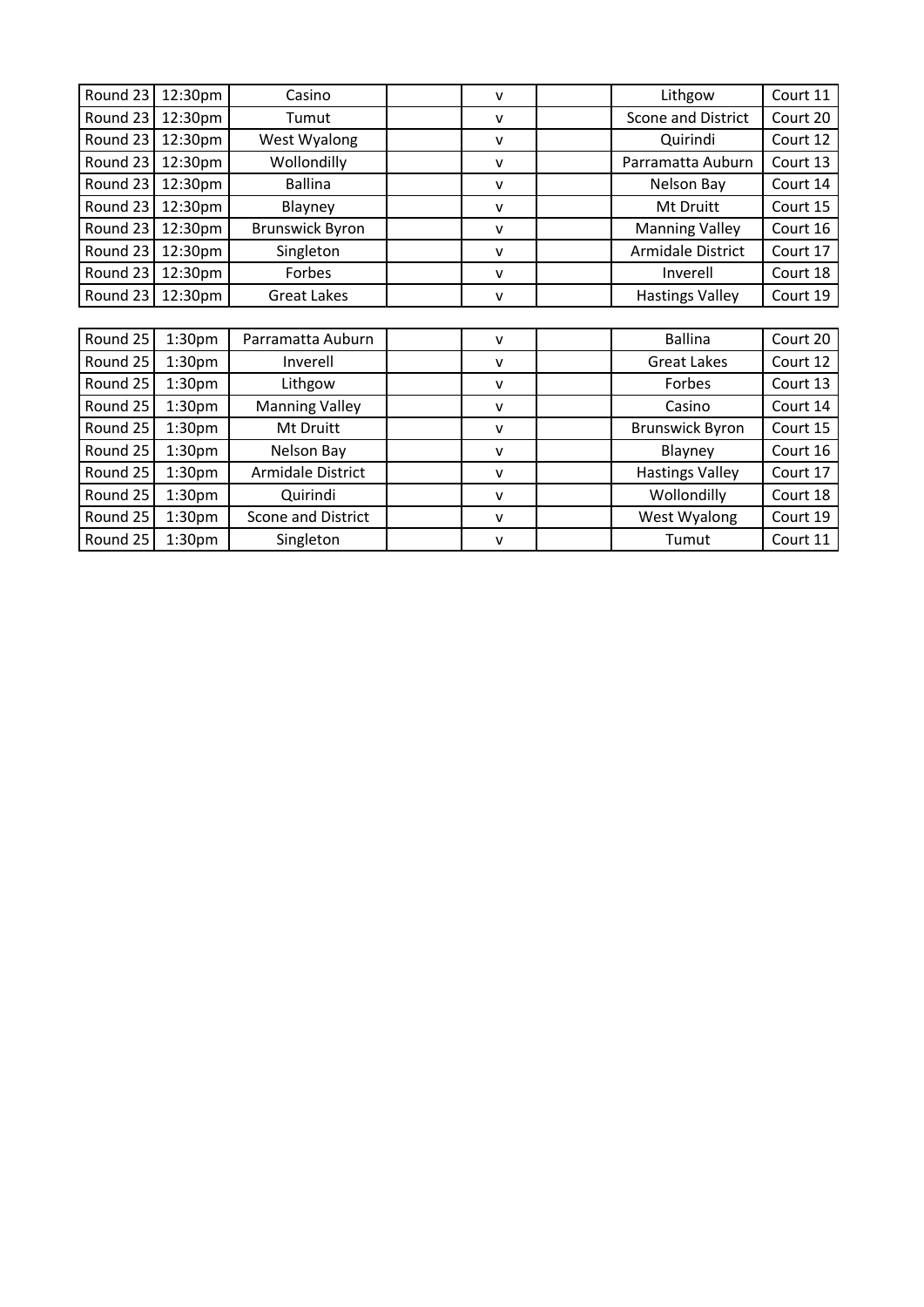| | | | | | | | |
|---|---|---|---|---|---|---|---|
| Round 23 | 12:30pm | Casino | | v | | Lithgow | Court 11 |
| Round 23 | 12:30pm | Tumut | | v | | Scone and District | Court 20 |
| Round 23 | 12:30pm | West Wyalong | | v | | Quirindi | Court 12 |
| Round 23 | 12:30pm | Wollondilly | | v | | Parramatta Auburn | Court 13 |
| Round 23 | 12:30pm | Ballina | | v | | Nelson Bay | Court 14 |
| Round 23 | 12:30pm | Blayney | | v | | Mt Druitt | Court 15 |
| Round 23 | 12:30pm | Brunswick Byron | | v | | Manning Valley | Court 16 |
| Round 23 | 12:30pm | Singleton | | v | | Armidale District | Court 17 |
| Round 23 | 12:30pm | Forbes | | v | | Inverell | Court 18 |
| Round 23 | 12:30pm | Great Lakes | | v | | Hastings Valley | Court 19 |

| | | | | | | | |
|---|---|---|---|---|---|---|---|
| Round 25 | 1:30pm | Parramatta Auburn | | v | | Ballina | Court 20 |
| Round 25 | 1:30pm | Inverell | | v | | Great Lakes | Court 12 |
| Round 25 | 1:30pm | Lithgow | | v | | Forbes | Court 13 |
| Round 25 | 1:30pm | Manning Valley | | v | | Casino | Court 14 |
| Round 25 | 1:30pm | Mt Druitt | | v | | Brunswick Byron | Court 15 |
| Round 25 | 1:30pm | Nelson Bay | | v | | Blayney | Court 16 |
| Round 25 | 1:30pm | Armidale District | | v | | Hastings Valley | Court 17 |
| Round 25 | 1:30pm | Quirindi | | v | | Wollondilly | Court 18 |
| Round 25 | 1:30pm | Scone and District | | v | | West Wyalong | Court 19 |
| Round 25 | 1:30pm | Singleton | | v | | Tumut | Court 11 |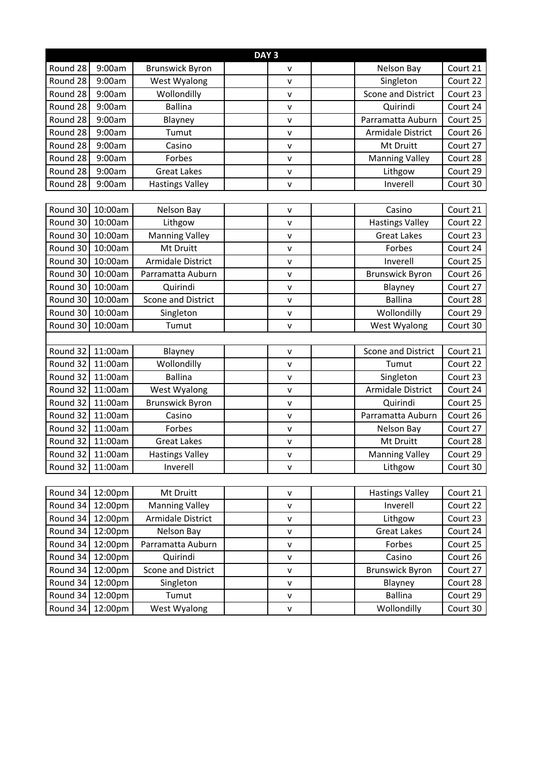## DAY 3

| Round | Time | Team | | | | Team | Court |
|---|---|---|---|---|---|---|---|
| Round 28 | 9:00am | Brunswick Byron | | v | | Nelson Bay | Court 21 |
| Round 28 | 9:00am | West Wyalong | | v | | Singleton | Court 22 |
| Round 28 | 9:00am | Wollondilly | | v | | Scone and District | Court 23 |
| Round 28 | 9:00am | Ballina | | v | | Quirindi | Court 24 |
| Round 28 | 9:00am | Blayney | | v | | Parramatta Auburn | Court 25 |
| Round 28 | 9:00am | Tumut | | v | | Armidale District | Court 26 |
| Round 28 | 9:00am | Casino | | v | | Mt Druitt | Court 27 |
| Round 28 | 9:00am | Forbes | | v | | Manning Valley | Court 28 |
| Round 28 | 9:00am | Great Lakes | | v | | Lithgow | Court 29 |
| Round 28 | 9:00am | Hastings Valley | | v | | Inverell | Court 30 |
| | | | | | | | |
| Round 30 | 10:00am | Nelson Bay | | v | | Casino | Court 21 |
| Round 30 | 10:00am | Lithgow | | v | | Hastings Valley | Court 22 |
| Round 30 | 10:00am | Manning Valley | | v | | Great Lakes | Court 23 |
| Round 30 | 10:00am | Mt Druitt | | v | | Forbes | Court 24 |
| Round 30 | 10:00am | Armidale District | | v | | Inverell | Court 25 |
| Round 30 | 10:00am | Parramatta Auburn | | v | | Brunswick Byron | Court 26 |
| Round 30 | 10:00am | Quirindi | | v | | Blayney | Court 27 |
| Round 30 | 10:00am | Scone and District | | v | | Ballina | Court 28 |
| Round 30 | 10:00am | Singleton | | v | | Wollondilly | Court 29 |
| Round 30 | 10:00am | Tumut | | v | | West Wyalong | Court 30 |
| | | | | | | | |
| Round 32 | 11:00am | Blayney | | v | | Scone and District | Court 21 |
| Round 32 | 11:00am | Wollondilly | | v | | Tumut | Court 22 |
| Round 32 | 11:00am | Ballina | | v | | Singleton | Court 23 |
| Round 32 | 11:00am | West Wyalong | | v | | Armidale District | Court 24 |
| Round 32 | 11:00am | Brunswick Byron | | v | | Quirindi | Court 25 |
| Round 32 | 11:00am | Casino | | v | | Parramatta Auburn | Court 26 |
| Round 32 | 11:00am | Forbes | | v | | Nelson Bay | Court 27 |
| Round 32 | 11:00am | Great Lakes | | v | | Mt Druitt | Court 28 |
| Round 32 | 11:00am | Hastings Valley | | v | | Manning Valley | Court 29 |
| Round 32 | 11:00am | Inverell | | v | | Lithgow | Court 30 |
| | | | | | | | |
| Round 34 | 12:00pm | Mt Druitt | | v | | Hastings Valley | Court 21 |
| Round 34 | 12:00pm | Manning Valley | | v | | Inverell | Court 22 |
| Round 34 | 12:00pm | Armidale District | | v | | Lithgow | Court 23 |
| Round 34 | 12:00pm | Nelson Bay | | v | | Great Lakes | Court 24 |
| Round 34 | 12:00pm | Parramatta Auburn | | v | | Forbes | Court 25 |
| Round 34 | 12:00pm | Quirindi | | v | | Casino | Court 26 |
| Round 34 | 12:00pm | Scone and District | | v | | Brunswick Byron | Court 27 |
| Round 34 | 12:00pm | Singleton | | v | | Blayney | Court 28 |
| Round 34 | 12:00pm | Tumut | | v | | Ballina | Court 29 |
| Round 34 | 12:00pm | West Wyalong | | v | | Wollondilly | Court 30 |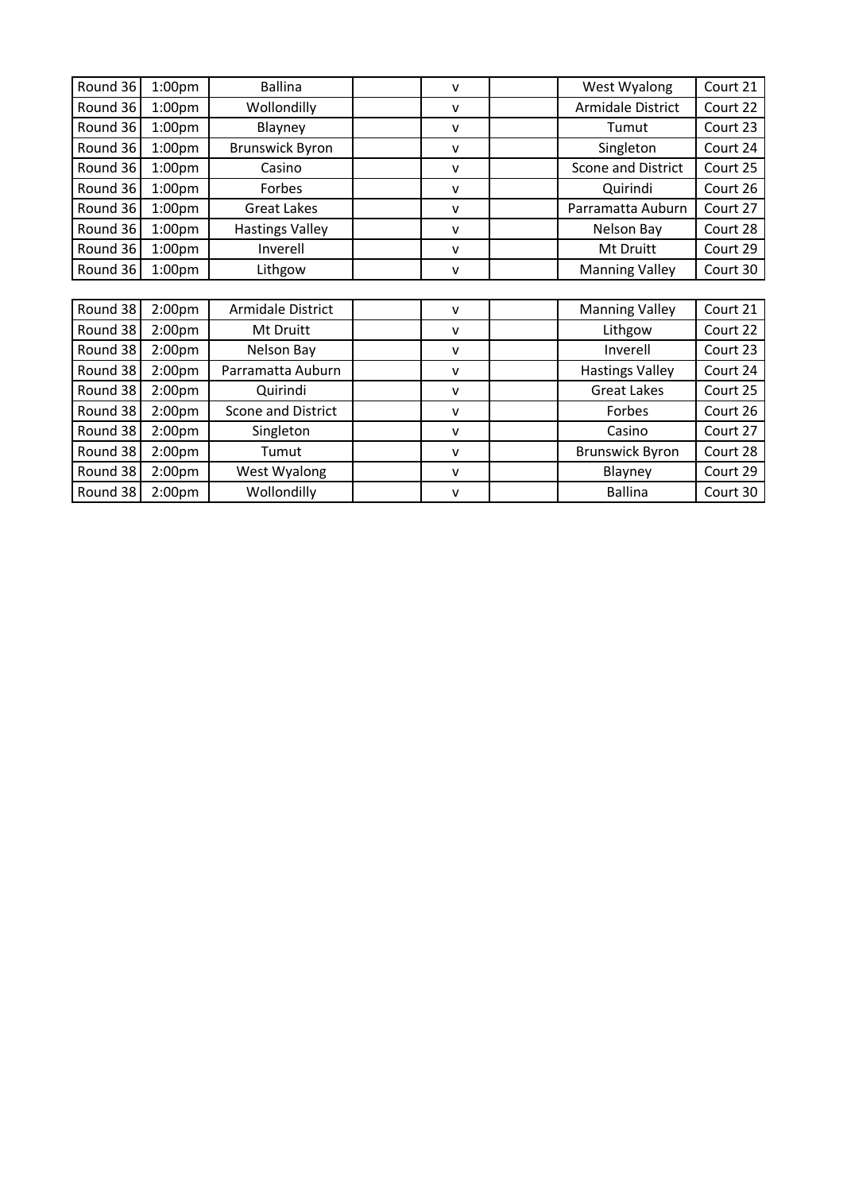| | | | | | | | |
|---|---|---|---|---|---|---|---|
| Round 36 | 1:00pm | Ballina | | v | | West Wyalong | Court 21 |
| Round 36 | 1:00pm | Wollondilly | | v | | Armidale District | Court 22 |
| Round 36 | 1:00pm | Blayney | | v | | Tumut | Court 23 |
| Round 36 | 1:00pm | Brunswick Byron | | v | | Singleton | Court 24 |
| Round 36 | 1:00pm | Casino | | v | | Scone and District | Court 25 |
| Round 36 | 1:00pm | Forbes | | v | | Quirindi | Court 26 |
| Round 36 | 1:00pm | Great Lakes | | v | | Parramatta Auburn | Court 27 |
| Round 36 | 1:00pm | Hastings Valley | | v | | Nelson Bay | Court 28 |
| Round 36 | 1:00pm | Inverell | | v | | Mt Druitt | Court 29 |
| Round 36 | 1:00pm | Lithgow | | v | | Manning Valley | Court 30 |

| | | | | | | | |
|---|---|---|---|---|---|---|---|
| Round 38 | 2:00pm | Armidale District | | v | | Manning Valley | Court 21 |
| Round 38 | 2:00pm | Mt Druitt | | v | | Lithgow | Court 22 |
| Round 38 | 2:00pm | Nelson Bay | | v | | Inverell | Court 23 |
| Round 38 | 2:00pm | Parramatta Auburn | | v | | Hastings Valley | Court 24 |
| Round 38 | 2:00pm | Quirindi | | v | | Great Lakes | Court 25 |
| Round 38 | 2:00pm | Scone and District | | v | | Forbes | Court 26 |
| Round 38 | 2:00pm | Singleton | | v | | Casino | Court 27 |
| Round 38 | 2:00pm | Tumut | | v | | Brunswick Byron | Court 28 |
| Round 38 | 2:00pm | West Wyalong | | v | | Blayney | Court 29 |
| Round 38 | 2:00pm | Wollondilly | | v | | Ballina | Court 30 |